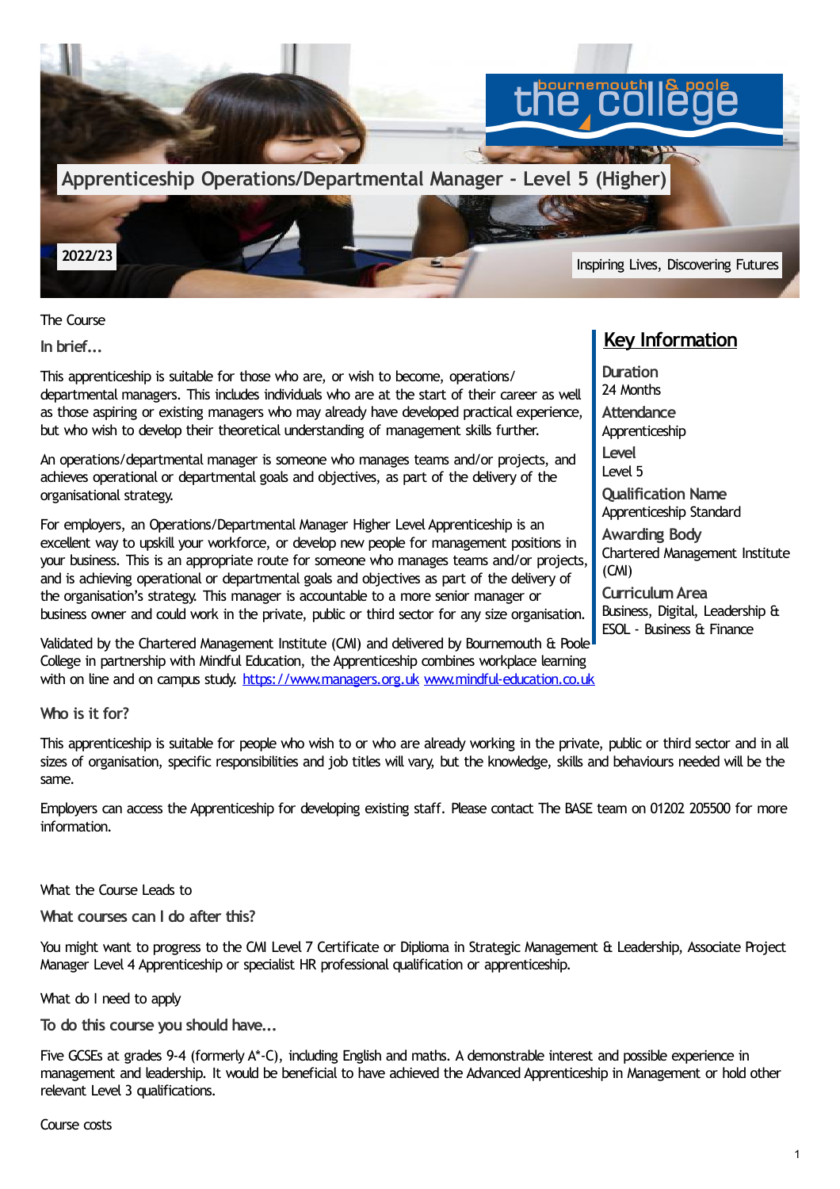# Apprenticeship Operations/Departmental Manager - Level 5 (Higher)

2022/23

Inspiring Lives, Discovering Futures

## Key Information

**Duration**
24 Months

**Attendance**
Apprenticeship

**Level**
Level 5

**Qualification Name**
Apprenticeship Standard

**Awarding Body**
Chartered Management Institute (CMI)

**Curriculum Area**
Business, Digital, Leadership & ESOL - Business & Finance

The Course

### In brief...

This apprenticeship is suitable for those who are, or wish to become, operations/ departmental managers. This includes individuals who are at the start of their career as well as those aspiring or existing managers who may already have developed practical experience, but who wish to develop their theoretical understanding of management skills further.

An operations/departmental manager is someone who manages teams and/or projects, and achieves operational or departmental goals and objectives, as part of the delivery of the organisational strategy.

For employers, an Operations/Departmental Manager Higher Level Apprenticeship is an excellent way to upskill your workforce, or develop new people for management positions in your business. This is an appropriate route for someone who manages teams and/or projects, and is achieving operational or departmental goals and objectives as part of the delivery of the organisation's strategy. This manager is accountable to a more senior manager or business owner and could work in the private, public or third sector for any size organisation.

Validated by the Chartered Management Institute (CMI) and delivered by Bournemouth & Poole College in partnership with Mindful Education, the Apprenticeship combines workplace learning with on line and on campus study. https://www.managers.org.uk www.mindful-education.co.uk

### Who is it for?

This apprenticeship is suitable for people who wish to or who are already working in the private, public or third sector and in all sizes of organisation, specific responsibilities and job titles will vary, but the knowledge, skills and behaviours needed will be the same.

Employers can access the Apprenticeship for developing existing staff. Please contact The BASE team on 01202 205500 for more information.

What the Course Leads to

### What courses can I do after this?

You might want to progress to the CMI Level 7 Certificate or Diploma in Strategic Management & Leadership, Associate Project Manager Level 4 Apprenticeship or specialist HR professional qualification or apprenticeship.

What do I need to apply

### To do this course you should have...

Five GCSEs at grades 9-4 (formerly A*-C), including English and maths. A demonstrable interest and possible experience in management and leadership. It would be beneficial to have achieved the Advanced Apprenticeship in Management or hold other relevant Level 3 qualifications.

Course costs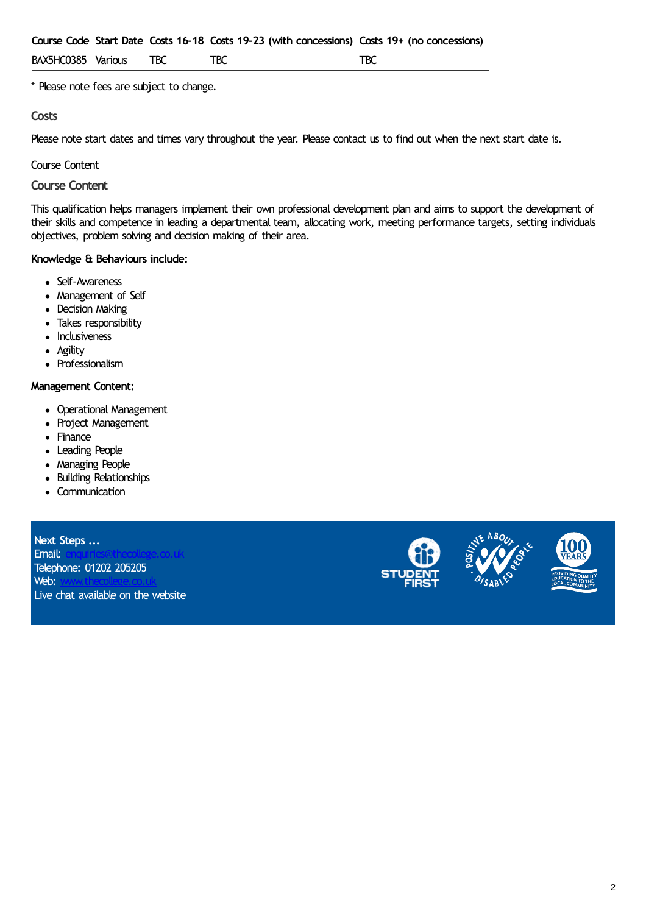| Course Code | Start Date | Costs 16-18 | Costs 19-23 (with concessions) | Costs 19+ (no concessions) |
|---|---|---|---|---|
| BAX5HC0385 | Various | TBC | TBC | TBC |

* Please note fees are subject to change.

### Costs

Please note start dates and times vary throughout the year. Please contact us to find out when the next start date is.

Course Content

### Course Content

This qualification helps managers implement their own professional development plan and aims to support the development of their skills and competence in leading a departmental team, allocating work, meeting performance targets, setting individuals objectives, problem solving and decision making of their area.

**Knowledge & Behaviours include:**

- Self-Awareness
- Management of Self
- Decision Making
- Takes responsibility
- Inclusiveness
- Agility
- Professionalism

**Management Content:**

- Operational Management
- Project Management
- Finance
- Leading People
- Managing People
- Building Relationships
- Communication

**Next Steps ...**
Email: enquiries@thecollege.co.uk
Telephone: 01202 205205
Web: www.thecollege.co.uk
Live chat available on the website